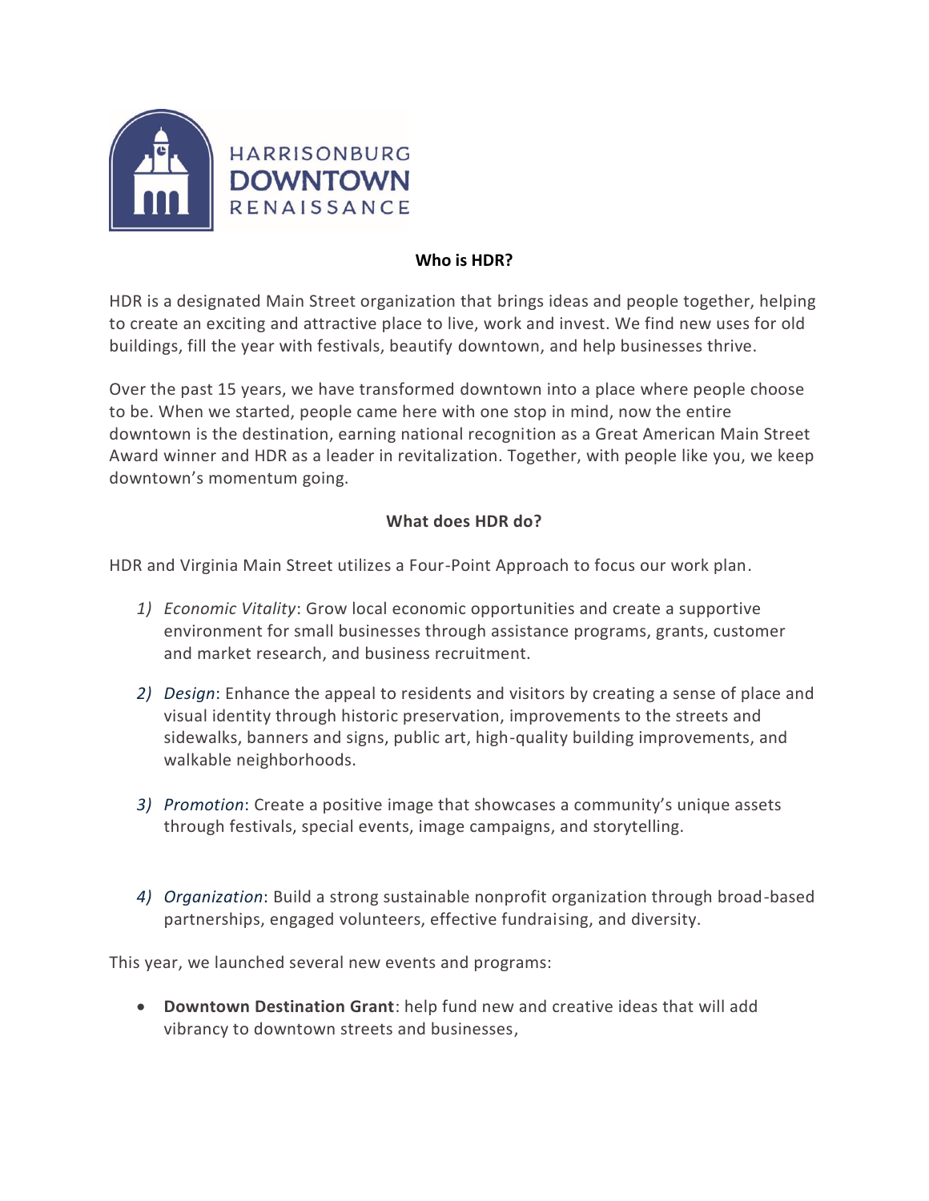HARRISONBURG
DOWNTOWN
RENAISSANCE

## Who is HDR?

HDR is a designated Main Street organization that brings ideas and people together, helping to create an exciting and attractive place to live, work and invest. We find new uses for old buildings, fill the year with festivals, beautify downtown, and help businesses thrive.

Over the past 15 years, we have transformed downtown into a place where people choose to be. When we started, people came here with one stop in mind, now the entire downtown is the destination, earning national recognition as a Great American Main Street Award winner and HDR as a leader in revitalization. Together, with people like you, we keep downtown's momentum going.

## What does HDR do?

HDR and Virginia Main Street utilizes a Four-Point Approach to focus our work plan.

1) *Economic Vitality*: Grow local economic opportunities and create a supportive environment for small businesses through assistance programs, grants, customer and market research, and business recruitment.
2) *Design*: Enhance the appeal to residents and visitors by creating a sense of place and visual identity through historic preservation, improvements to the streets and sidewalks, banners and signs, public art, high-quality building improvements, and walkable neighborhoods.
3) *Promotion*: Create a positive image that showcases a community's unique assets through festivals, special events, image campaigns, and storytelling.
4) *Organization*: Build a strong sustainable nonprofit organization through broad-based partnerships, engaged volunteers, effective fundraising, and diversity.

This year, we launched several new events and programs:

- **Downtown Destination Grant**: help fund new and creative ideas that will add vibrancy to downtown streets and businesses,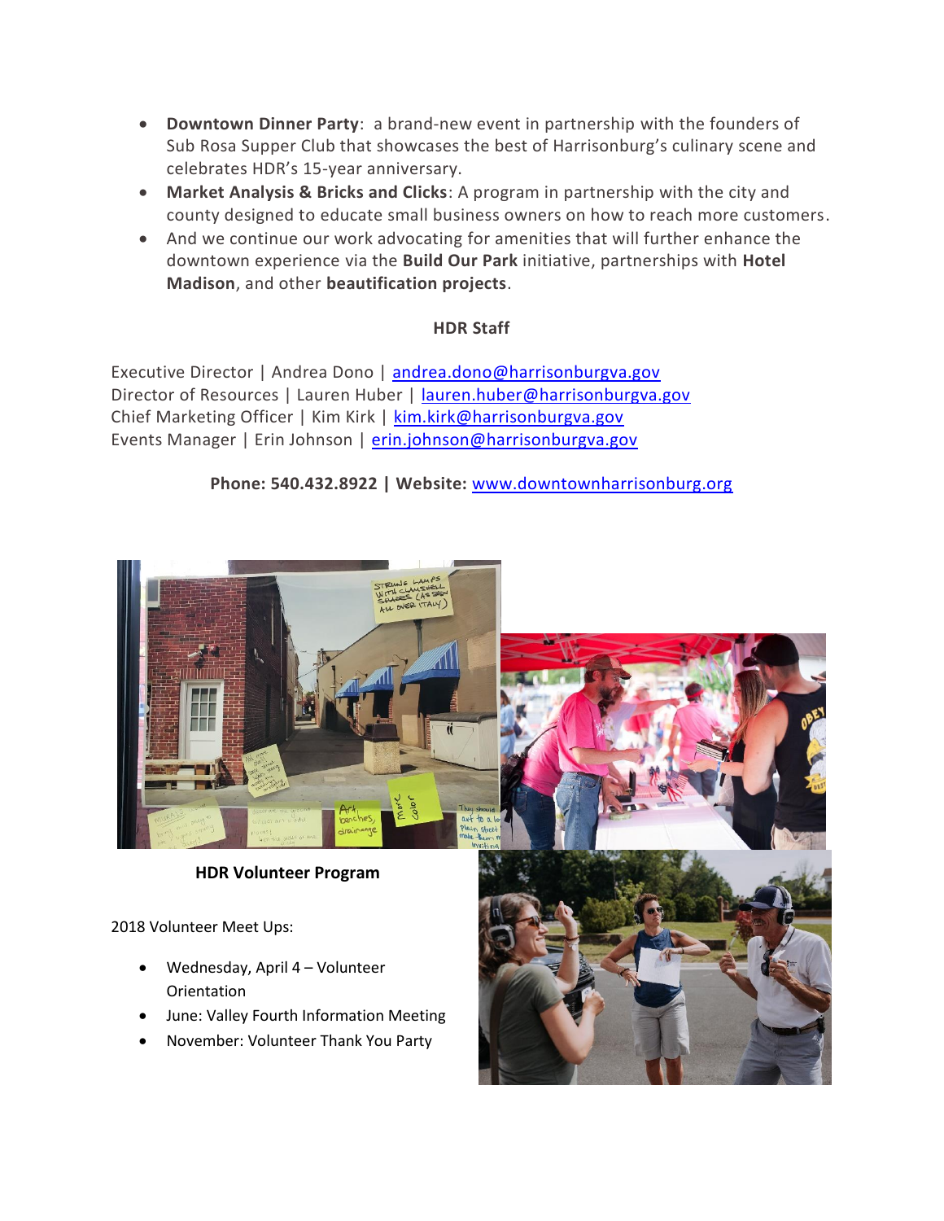- **Downtown Dinner Party**: a brand-new event in partnership with the founders of Sub Rosa Supper Club that showcases the best of Harrisonburg's culinary scene and celebrates HDR's 15-year anniversary.
- **Market Analysis & Bricks and Clicks**: A program in partnership with the city and county designed to educate small business owners on how to reach more customers.
- And we continue our work advocating for amenities that will further enhance the downtown experience via the **Build Our Park** initiative, partnerships with **Hotel Madison**, and other **beautification projects**.

**HDR Staff**

Executive Director | Andrea Dono | andrea.dono@harrisonburgva.gov
Director of Resources | Lauren Huber | lauren.huber@harrisonburgva.gov
Chief Marketing Officer | Kim Kirk | kim.kirk@harrisonburgva.gov
Events Manager | Erin Johnson | erin.johnson@harrisonburgva.gov

**Phone: 540.432.8922 | Website:** www.downtownharrisonburg.org

**HDR Volunteer Program**

2018 Volunteer Meet Ups:

- Wednesday, April 4 – Volunteer Orientation
- June: Valley Fourth Information Meeting
- November: Volunteer Thank You Party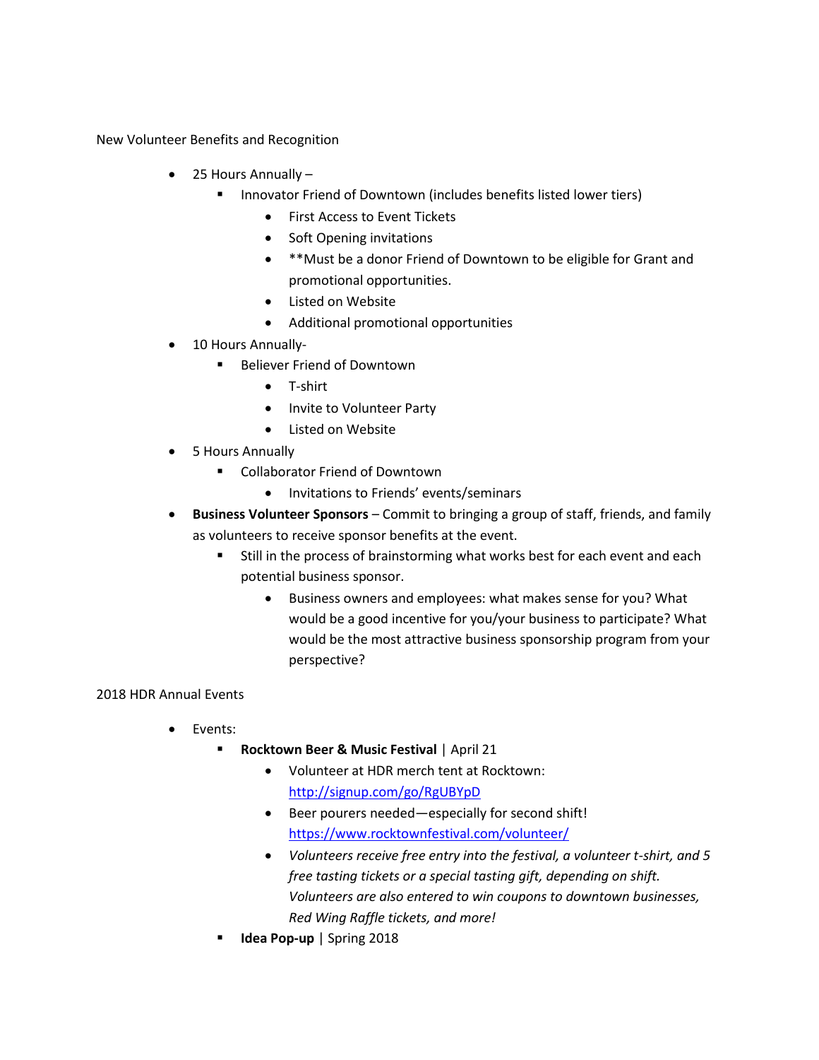New Volunteer Benefits and Recognition

- 25 Hours Annually –
  - Innovator Friend of Downtown (includes benefits listed lower tiers)
    - First Access to Event Tickets
    - Soft Opening invitations
    - **Must be a donor Friend of Downtown to be eligible for Grant and promotional opportunities.
    - Listed on Website
    - Additional promotional opportunities
- 10 Hours Annually-
  - Believer Friend of Downtown
    - T-shirt
    - Invite to Volunteer Party
    - Listed on Website
- 5 Hours Annually
  - Collaborator Friend of Downtown
    - Invitations to Friends' events/seminars
- **Business Volunteer Sponsors** – Commit to bringing a group of staff, friends, and family as volunteers to receive sponsor benefits at the event.
  - Still in the process of brainstorming what works best for each event and each potential business sponsor.
    - Business owners and employees: what makes sense for you? What would be a good incentive for you/your business to participate? What would be the most attractive business sponsorship program from your perspective?

2018 HDR Annual Events

- Events:
  - **Rocktown Beer & Music Festival** | April 21
    - Volunteer at HDR merch tent at Rocktown: http://signup.com/go/RgUBYpD
    - Beer pourers needed—especially for second shift! https://www.rocktownfestival.com/volunteer/
    - *Volunteers receive free entry into the festival, a volunteer t-shirt, and 5 free tasting tickets or a special tasting gift, depending on shift. Volunteers are also entered to win coupons to downtown businesses, Red Wing Raffle tickets, and more!*
  - **Idea Pop-up** | Spring 2018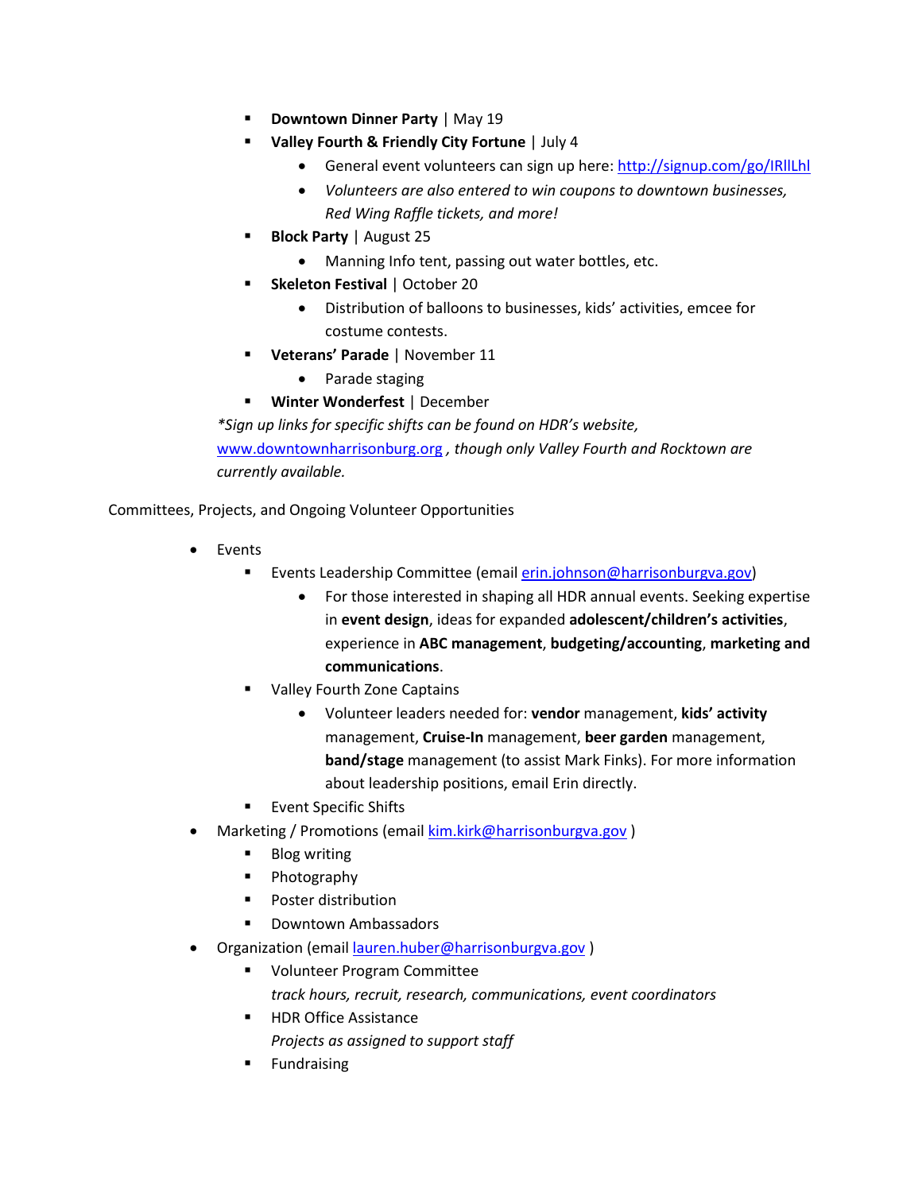- **Downtown Dinner Party** | May 19
    - **Valley Fourth & Friendly City Fortune** | July 4
        - General event volunteers can sign up here: http://signup.com/go/IRllLhl
        - *Volunteers are also entered to win coupons to downtown businesses, Red Wing Raffle tickets, and more!*
    - **Block Party** | August 25
        - Manning Info tent, passing out water bottles, etc.
    - **Skeleton Festival** | October 20
        - Distribution of balloons to businesses, kids' activities, emcee for costume contests.
    - **Veterans' Parade** | November 11
        - Parade staging
    - **Winter Wonderfest** | December

  *\*Sign up links for specific shifts can be found on HDR's website, www.downtownharrisonburg.org , though only Valley Fourth and Rocktown are currently available.*

Committees, Projects, and Ongoing Volunteer Opportunities

- Events
    - Events Leadership Committee (email erin.johnson@harrisonburgva.gov)
        - For those interested in shaping all HDR annual events. Seeking expertise in **event design**, ideas for expanded **adolescent/children's activities**, experience in **ABC management**, **budgeting/accounting**, **marketing and communications**.
    - Valley Fourth Zone Captains
        - Volunteer leaders needed for: **vendor** management, **kids' activity** management, **Cruise-In** management, **beer garden** management, **band/stage** management (to assist Mark Finks). For more information about leadership positions, email Erin directly.
    - Event Specific Shifts
- Marketing / Promotions (email kim.kirk@harrisonburgva.gov )
    - Blog writing
    - Photography
    - Poster distribution
    - Downtown Ambassadors
- Organization (email lauren.huber@harrisonburgva.gov )
    - Volunteer Program Committee

      *track hours, recruit, research, communications, event coordinators*
    - HDR Office Assistance

      *Projects as assigned to support staff*
    - Fundraising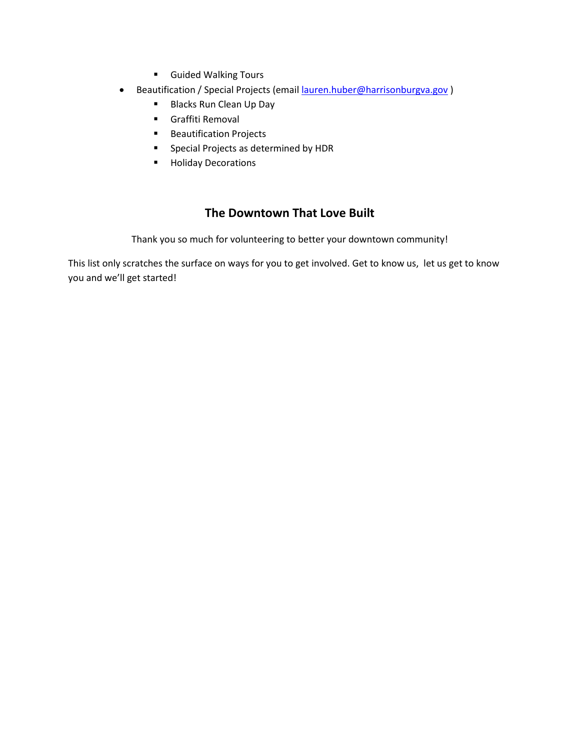- Guided Walking Tours
- Beautification / Special Projects (email lauren.huber@harrisonburgva.gov )
    - Blacks Run Clean Up Day
    - Graffiti Removal
    - Beautification Projects
    - Special Projects as determined by HDR
    - Holiday Decorations

## The Downtown That Love Built

Thank you so much for volunteering to better your downtown community!

This list only scratches the surface on ways for you to get involved. Get to know us, let us get to know you and we'll get started!